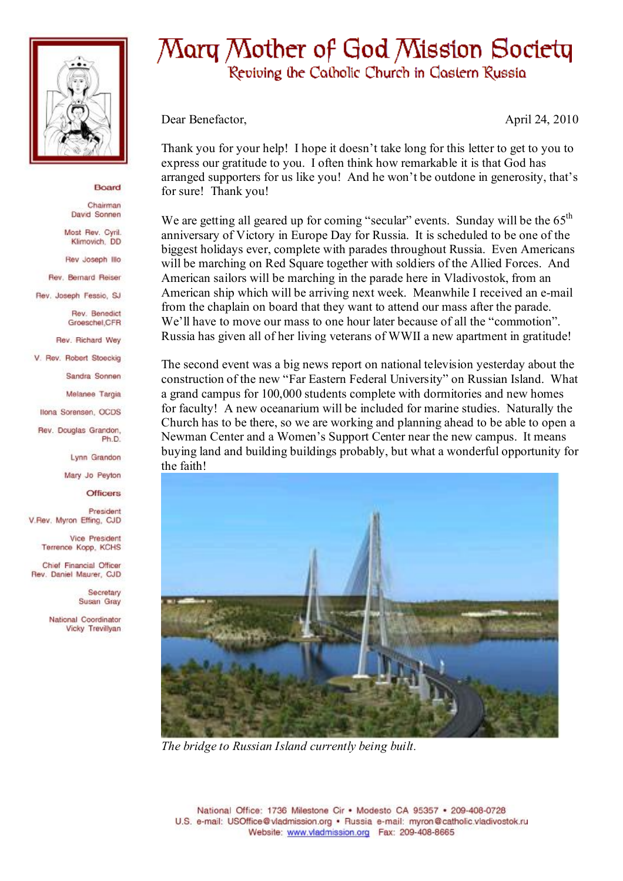# Mary Mother of God Mission Society

## Reviving the Catholic Church in Eastern Russia

**Board**

Chairman
David Sonnen

Most Rev. Cyril Klimovich, DD

Rev Joseph Illo

Rev. Bernard Reiser

Rev. Joseph Fessio, SJ

Rev. Benedict Groeschel,CFR

Rev. Richard Wey

V. Rev. Robert Stoeckig

Sandra Sonnen

Melanee Targia

Ilona Sorensen, OCDS

Rev. Douglas Grandon, Ph.D.

Lynn Grandon

Mary Jo Peyton

**Officers**

President
V.Rev. Myron Effing, CJD

Vice President
Terrence Kopp, KCHS

Chief Financial Officer
Rev. Daniel Maurer, CJD

Secretary
Susan Gray

National Coordinator
Vicky Trevillyan

Dear Benefactor, April 24, 2010

Thank you for your help! I hope it doesn't take long for this letter to get to you to express our gratitude to you. I often think how remarkable it is that God has arranged supporters for us like you! And he won't be outdone in generosity, that's for sure! Thank you!

We are getting all geared up for coming "secular" events. Sunday will be the 65th anniversary of Victory in Europe Day for Russia. It is scheduled to be one of the biggest holidays ever, complete with parades throughout Russia. Even Americans will be marching on Red Square together with soldiers of the Allied Forces. And American sailors will be marching in the parade here in Vladivostok, from an American ship which will be arriving next week. Meanwhile I received an e-mail from the chaplain on board that they want to attend our mass after the parade. We'll have to move our mass to one hour later because of all the "commotion". Russia has given all of her living veterans of WWII a new apartment in gratitude!

The second event was a big news report on national television yesterday about the construction of the new "Far Eastern Federal University" on Russian Island. What a grand campus for 100,000 students complete with dormitories and new homes for faculty! A new oceanarium will be included for marine studies. Naturally the Church has to be there, so we are working and planning ahead to be able to open a Newman Center and a Women's Support Center near the new campus. It means buying land and building buildings probably, but what a wonderful opportunity for the faith!

*The bridge to Russian Island currently being built.*

National Office: 1736 Milestone Cir • Modesto CA 95357 • 209-408-0728
U.S. e-mail: USOffice@vladmission.org • Russia e-mail: myron@catholic.vladivostok.ru
Website: www.vladmission.org Fax: 209-408-8665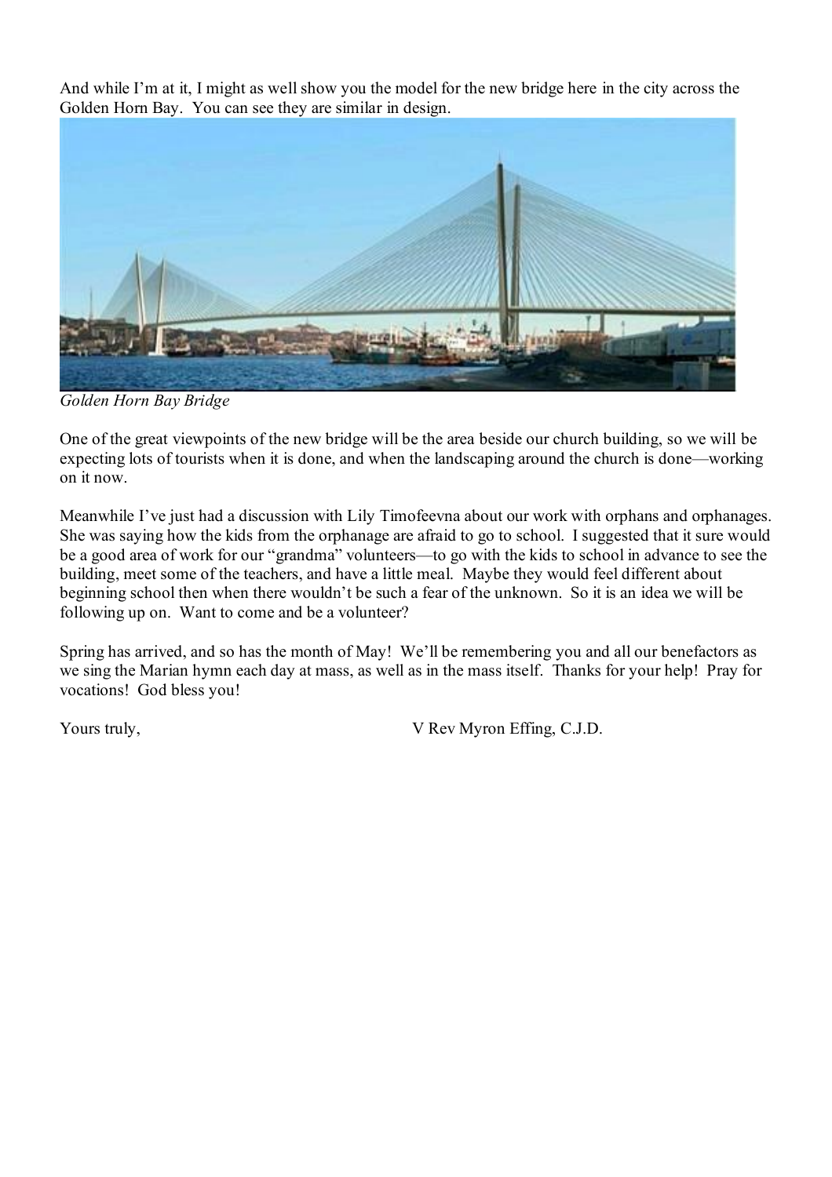And while I'm at it, I might as well show you the model for the new bridge here in the city across the Golden Horn Bay. You can see they are similar in design.

*Golden Horn Bay Bridge*

One of the great viewpoints of the new bridge will be the area beside our church building, so we will be expecting lots of tourists when it is done, and when the landscaping around the church is done—working on it now.

Meanwhile I've just had a discussion with Lily Timofeevna about our work with orphans and orphanages. She was saying how the kids from the orphanage are afraid to go to school. I suggested that it sure would be a good area of work for our "grandma" volunteers—to go with the kids to school in advance to see the building, meet some of the teachers, and have a little meal. Maybe they would feel different about beginning school then when there wouldn't be such a fear of the unknown. So it is an idea we will be following up on. Want to come and be a volunteer?

Spring has arrived, and so has the month of May! We'll be remembering you and all our benefactors as we sing the Marian hymn each day at mass, as well as in the mass itself. Thanks for your help! Pray for vocations! God bless you!

Yours truly, V Rev Myron Effing, C.J.D.